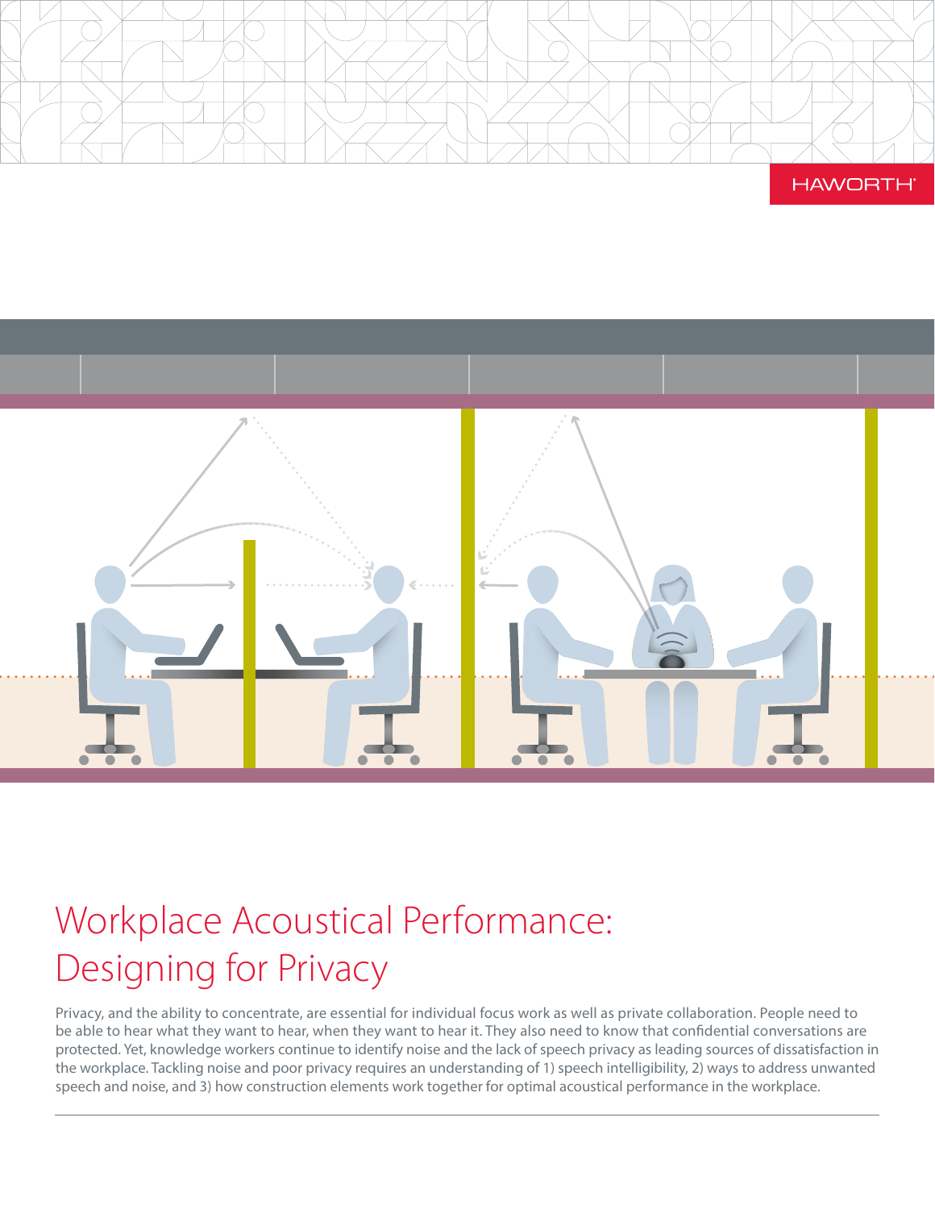HAWORTH

# Workplace Acoustical Performance: Designing for Privacy

Privacy, and the ability to concentrate, are essential for individual focus work as well as private collaboration. People need to be able to hear what they want to hear, when they want to hear it. They also need to know that confidential conversations are protected. Yet, knowledge workers continue to identify noise and the lack of speech privacy as leading sources of dissatisfaction in the workplace. Tackling noise and poor privacy requires an understanding of 1) speech intelligibility, 2) ways to address unwanted speech and noise, and 3) how construction elements work together for optimal acoustical performance in the workplace.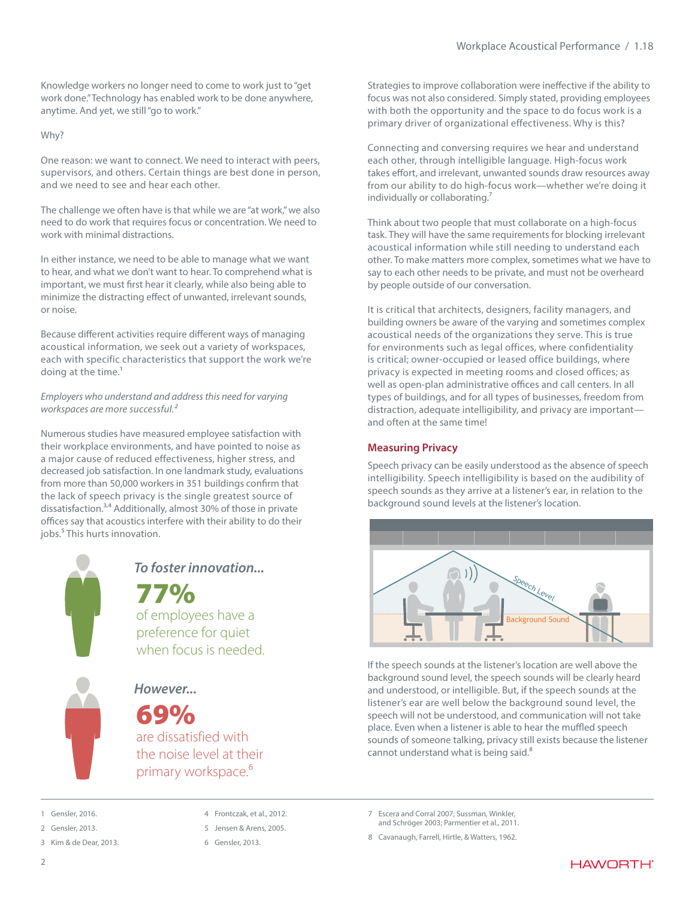Knowledge workers no longer need to come to work just to "get work done." Technology has enabled work to be done anywhere, anytime. And yet, we still "go to work."

Why?

One reason: we want to connect. We need to interact with peers, supervisors, and others. Certain things are best done in person, and we need to see and hear each other.

The challenge we often have is that while we are "at work," we also need to do work that requires focus or concentration. We need to work with minimal distractions.

In either instance, we need to be able to manage what we want to hear, and what we don't want to hear. To comprehend what is important, we must first hear it clearly, while also being able to minimize the distracting effect of unwanted, irrelevant sounds, or noise.

Because different activities require different ways of managing acoustical information, we seek out a variety of workspaces, each with specific characteristics that support the work we're doing at the time.[1]

*Employers who understand and address this need for varying workspaces are more successful.[2]*

Numerous studies have measured employee satisfaction with their workplace environments, and have pointed to noise as a major cause of reduced effectiveness, higher stress, and decreased job satisfaction. In one landmark study, evaluations from more than 50,000 workers in 351 buildings confirm that the lack of speech privacy is the single greatest source of dissatisfaction.[3,4] Additionally, almost 30% of those in private offices say that acoustics interfere with their ability to do their jobs.[5] This hurts innovation.

***To foster innovation...***

**77%**

of employees have a preference for quiet when focus is needed.

***However...***

**69%**

are dissatisfied with the noise level at their primary workspace.[6]

Strategies to improve collaboration were ineffective if the ability to focus was not also considered. Simply stated, providing employees with both the opportunity and the space to do focus work is a primary driver of organizational effectiveness. Why is this?

Connecting and conversing requires we hear and understand each other, through intelligible language. High-focus work takes effort, and irrelevant, unwanted sounds draw resources away from our ability to do high-focus work—whether we're doing it individually or collaborating.[7]

Think about two people that must collaborate on a high-focus task. They will have the same requirements for blocking irrelevant acoustical information while still needing to understand each other. To make matters more complex, sometimes what we have to say to each other needs to be private, and must not be overheard by people outside of our conversation.

It is critical that architects, designers, facility managers, and building owners be aware of the varying and sometimes complex acoustical needs of the organizations they serve. This is true for environments such as legal offices, where confidentiality is critical; owner-occupied or leased office buildings, where privacy is expected in meeting rooms and closed offices; as well as open-plan administrative offices and call centers. In all types of buildings, and for all types of businesses, freedom from distraction, adequate intelligibility, and privacy are important—and often at the same time!

## Measuring Privacy

Speech privacy can be easily understood as the absence of speech intelligibility. Speech intelligibility is based on the audibility of speech sounds as they arrive at a listener's ear, in relation to the background sound levels at the listener's location.

If the speech sounds at the listener's location are well above the background sound level, the speech sounds will be clearly heard and understood, or intelligible. But, if the speech sounds at the listener's ear are well below the background sound level, the speech will not be understood, and communication will not take place. Even when a listener is able to hear the muffled speech sounds of someone talking, privacy still exists because the listener cannot understand what is being said.[8]

---

1 Gensler, 2016.
2 Gensler, 2013.
3 Kim & de Dear, 2013.
4 Frontczak, et al., 2012.
5 Jensen & Arens, 2005.
6 Gensler, 2013.
7 Escera and Corral 2007; Sussman, Winkler, and Schröger 2003; Parmentier et al., 2011.
8 Cavanaugh, Farrell, Hirtle, & Watters, 1962.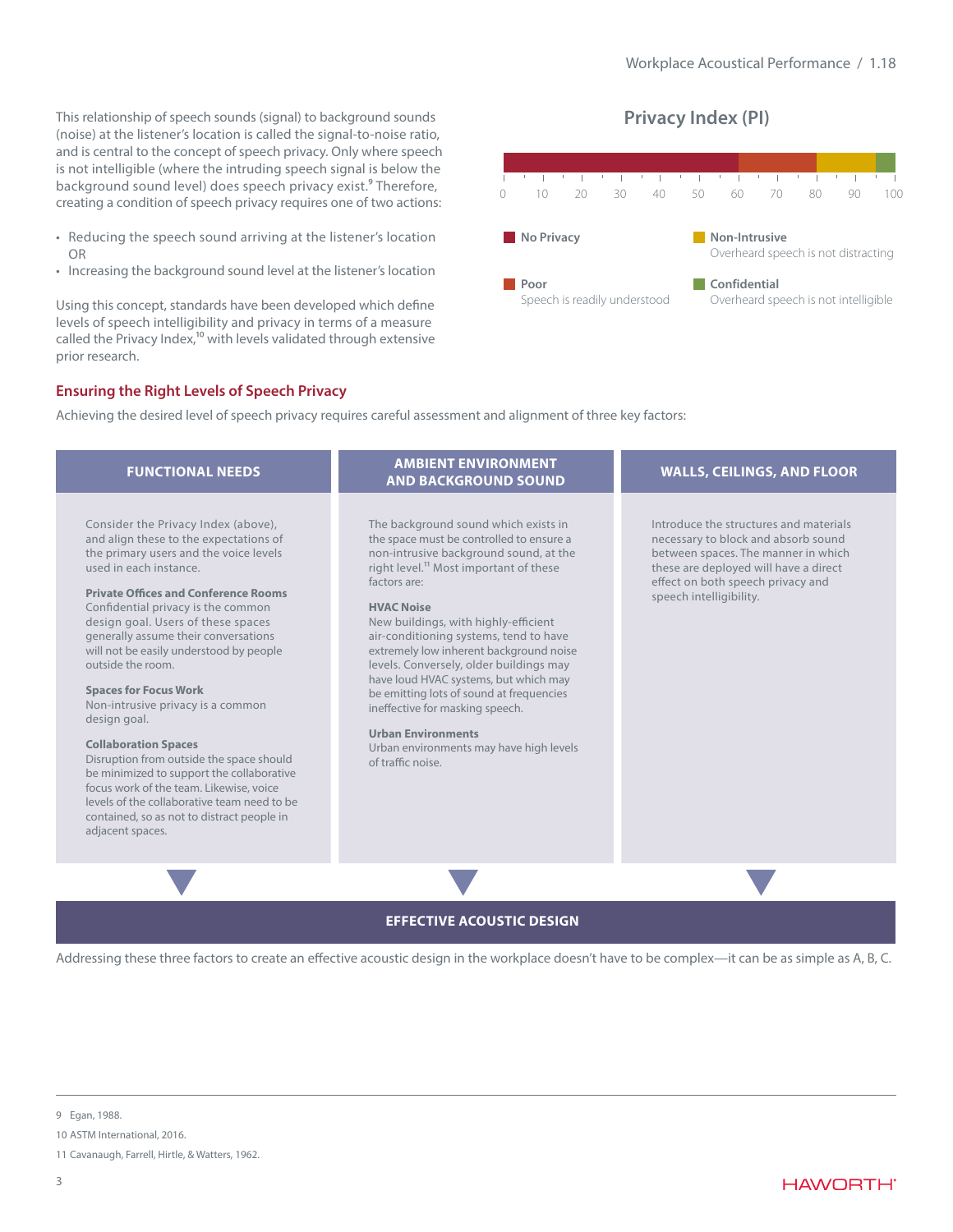This relationship of speech sounds (signal) to background sounds (noise) at the listener's location is called the signal-to-noise ratio, and is central to the concept of speech privacy. Only where speech is not intelligible (where the intruding speech signal is below the background sound level) does speech privacy exist.[9] Therefore, creating a condition of speech privacy requires one of two actions:

- Reducing the speech sound arriving at the listener's location OR
- Increasing the background sound level at the listener's location

Using this concept, standards have been developed which define levels of speech intelligibility and privacy in terms of a measure called the Privacy Index,[10] with levels validated through extensive prior research.

## Privacy Index (PI)

0 10 20 30 40 50 60 70 80 90 100

- **No Privacy**
- **Poor** – Speech is readily understood
- **Non-Intrusive** – Overheard speech is not distracting
- **Confidential** – Overheard speech is not intelligible

## Ensuring the Right Levels of Speech Privacy

Achieving the desired level of speech privacy requires careful assessment and alignment of three key factors:

### FUNCTIONAL NEEDS

Consider the Privacy Index (above), and align these to the expectations of the primary users and the voice levels used in each instance.

**Private Offices and Conference Rooms**
Confidential privacy is the common design goal. Users of these spaces generally assume their conversations will not be easily understood by people outside the room.

**Spaces for Focus Work**
Non-intrusive privacy is a common design goal.

**Collaboration Spaces**
Disruption from outside the space should be minimized to support the collaborative focus work of the team. Likewise, voice levels of the collaborative team need to be contained, so as not to distract people in adjacent spaces.

### AMBIENT ENVIRONMENT AND BACKGROUND SOUND

The background sound which exists in the space must be controlled to ensure a non-intrusive background sound, at the right level.[11] Most important of these factors are:

**HVAC Noise**
New buildings, with highly-efficient air-conditioning systems, tend to have extremely low inherent background noise levels. Conversely, older buildings may have loud HVAC systems, but which may be emitting lots of sound at frequencies ineffective for masking speech.

**Urban Environments**
Urban environments may have high levels of traffic noise.

### WALLS, CEILINGS, AND FLOOR

Introduce the structures and materials necessary to block and absorb sound between spaces. The manner in which these are deployed will have a direct effect on both speech privacy and speech intelligibility.

### EFFECTIVE ACOUSTIC DESIGN

Addressing these three factors to create an effective acoustic design in the workplace doesn't have to be complex—it can be as simple as A, B, C.

---

9 Egan, 1988.

10 ASTM International, 2016.

11 Cavanaugh, Farrell, Hirtle, & Watters, 1962.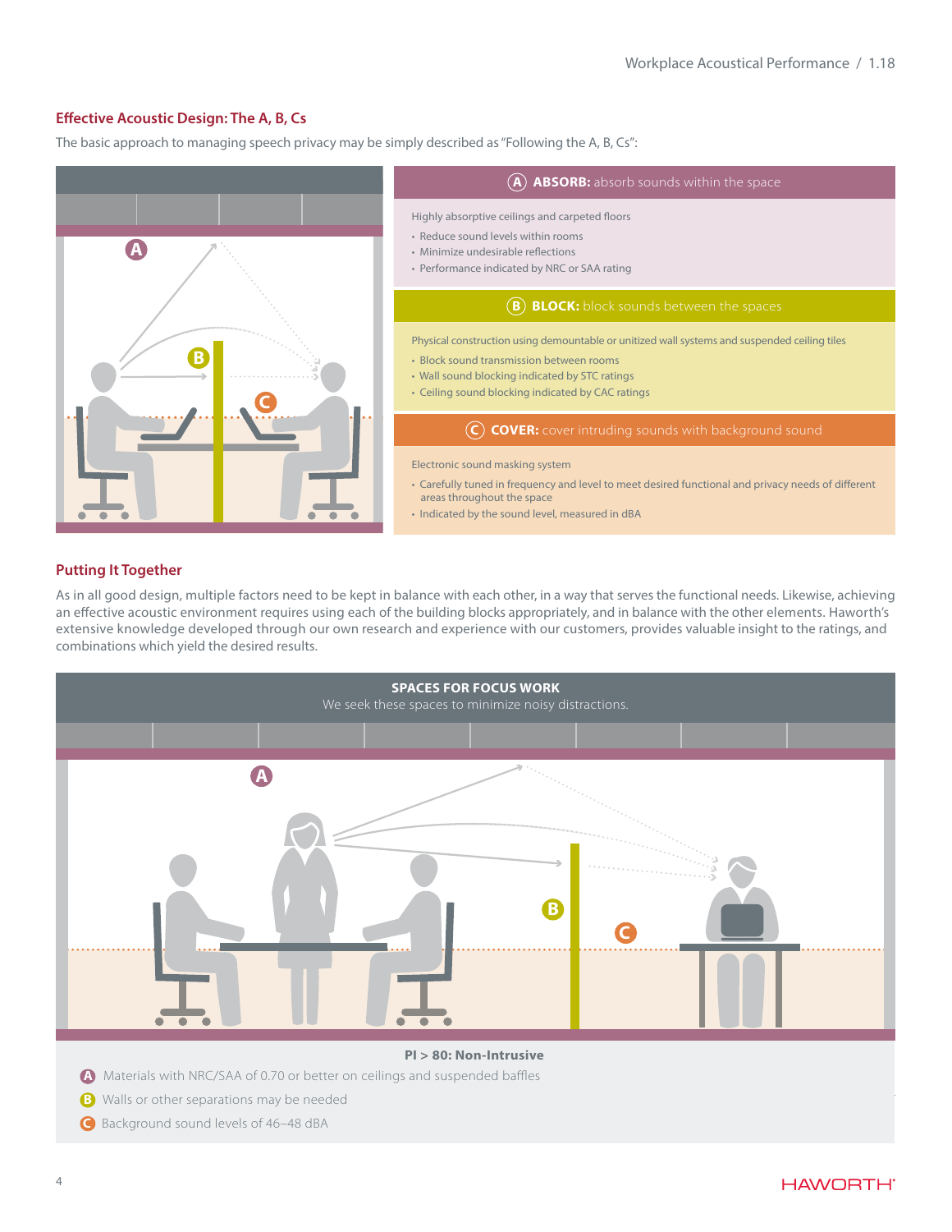## Effective Acoustic Design: The A, B, Cs

The basic approach to managing speech privacy may be simply described as "Following the A, B, Cs":

**Ⓐ ABSORB:** absorb sounds within the space

Highly absorptive ceilings and carpeted floors

- Reduce sound levels within rooms
- Minimize undesirable reflections
- Performance indicated by NRC or SAA rating

**Ⓑ BLOCK:** block sounds between the spaces

Physical construction using demountable or unitized wall systems and suspended ceiling tiles

- Block sound transmission between rooms
- Wall sound blocking indicated by STC ratings
- Ceiling sound blocking indicated by CAC ratings

**Ⓒ COVER:** cover intruding sounds with background sound

Electronic sound masking system

- Carefully tuned in frequency and level to meet desired functional and privacy needs of different areas throughout the space
- Indicated by the sound level, measured in dBA

## Putting It Together

As in all good design, multiple factors need to be kept in balance with each other, in a way that serves the functional needs. Likewise, achieving an effective acoustic environment requires using each of the building blocks appropriately, and in balance with the other elements. Haworth's extensive knowledge developed through our own research and experience with our customers, provides valuable insight to the ratings, and combinations which yield the desired results.

**SPACES FOR FOCUS WORK**

We seek these spaces to minimize noisy distractions.

**PI > 80: Non-Intrusive**

- Ⓐ Materials with NRC/SAA of 0.70 or better on ceilings and suspended baffles
- Ⓑ Walls or other separations may be needed
- Ⓒ Background sound levels of 46–48 dBA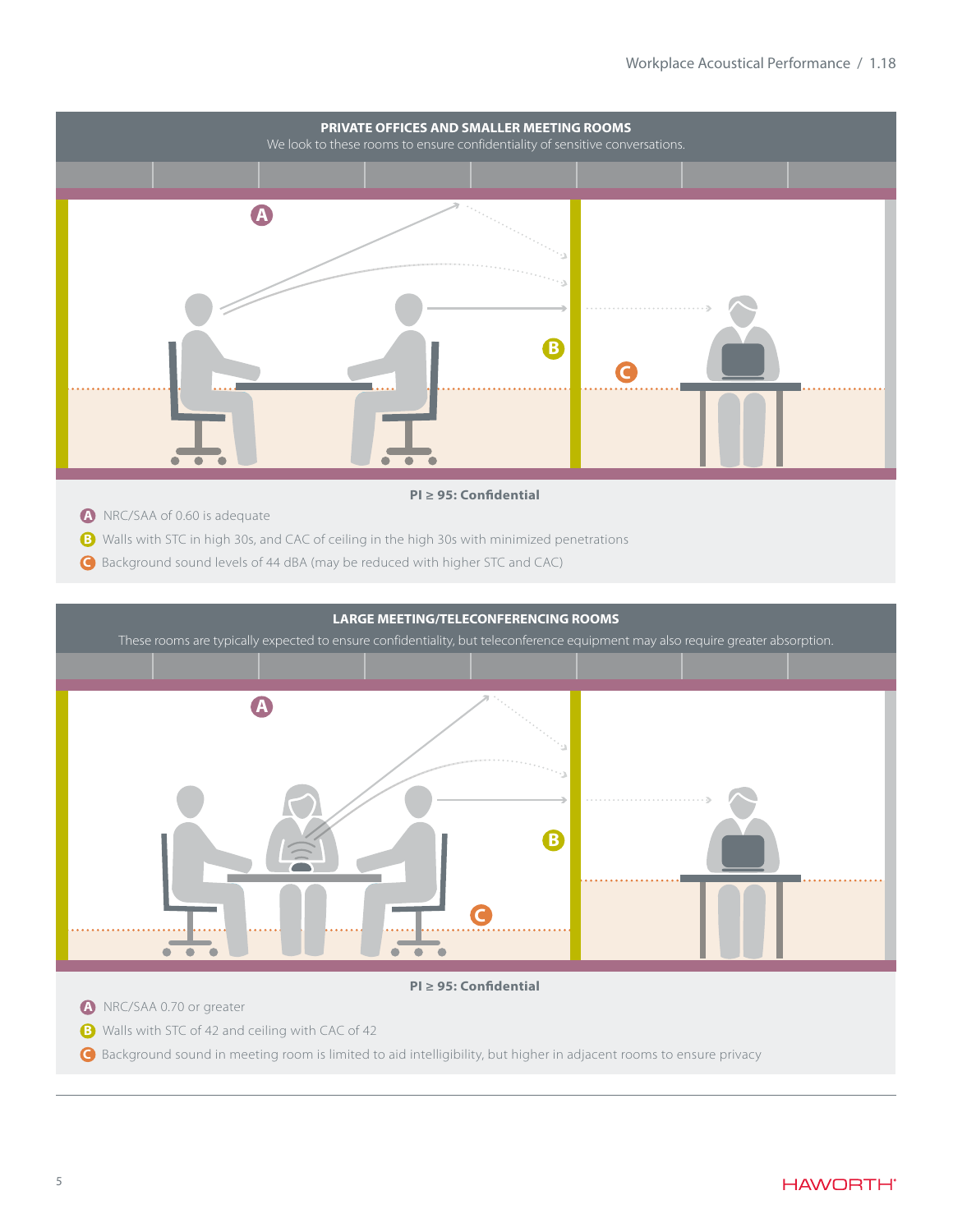## PRIVATE OFFICES AND SMALLER MEETING ROOMS

We look to these rooms to ensure confidentiality of sensitive conversations.

**PI ≥ 95: Confidential**

- **A** NRC/SAA of 0.60 is adequate
- **B** Walls with STC in high 30s, and CAC of ceiling in the high 30s with minimized penetrations
- **C** Background sound levels of 44 dBA (may be reduced with higher STC and CAC)

## LARGE MEETING/TELECONFERENCING ROOMS

These rooms are typically expected to ensure confidentiality, but teleconference equipment may also require greater absorption.

**PI ≥ 95: Confidential**

- **A** NRC/SAA 0.70 or greater
- **B** Walls with STC of 42 and ceiling with CAC of 42
- **C** Background sound in meeting room is limited to aid intelligibility, but higher in adjacent rooms to ensure privacy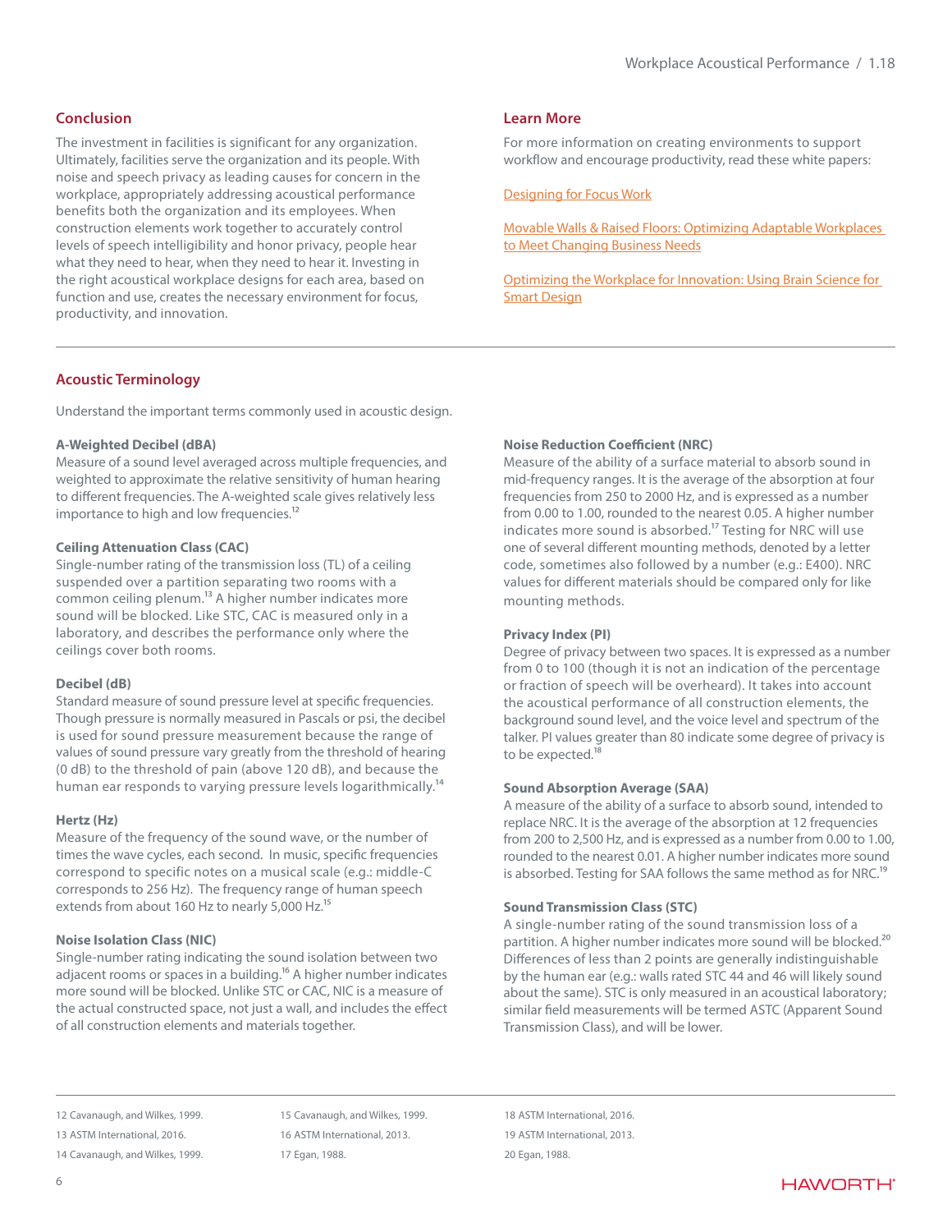## Conclusion

The investment in facilities is significant for any organization. Ultimately, facilities serve the organization and its people. With noise and speech privacy as leading causes for concern in the workplace, appropriately addressing acoustical performance benefits both the organization and its employees. When construction elements work together to accurately control levels of speech intelligibility and honor privacy, people hear what they need to hear, when they need to hear it. Investing in the right acoustical workplace designs for each area, based on function and use, creates the necessary environment for focus, productivity, and innovation.

## Learn More

For more information on creating environments to support workflow and encourage productivity, read these white papers:

Designing for Focus Work

Movable Walls & Raised Floors: Optimizing Adaptable Workplaces to Meet Changing Business Needs

Optimizing the Workplace for Innovation: Using Brain Science for Smart Design

## Acoustic Terminology

Understand the important terms commonly used in acoustic design.

**A-Weighted Decibel (dBA)**
Measure of a sound level averaged across multiple frequencies, and weighted to approximate the relative sensitivity of human hearing to different frequencies. The A-weighted scale gives relatively less importance to high and low frequencies.[12]

**Ceiling Attenuation Class (CAC)**
Single-number rating of the transmission loss (TL) of a ceiling suspended over a partition separating two rooms with a common ceiling plenum.[13] A higher number indicates more sound will be blocked. Like STC, CAC is measured only in a laboratory, and describes the performance only where the ceilings cover both rooms.

**Decibel (dB)**
Standard measure of sound pressure level at specific frequencies. Though pressure is normally measured in Pascals or psi, the decibel is used for sound pressure measurement because the range of values of sound pressure vary greatly from the threshold of hearing (0 dB) to the threshold of pain (above 120 dB), and because the human ear responds to varying pressure levels logarithmically.[14]

**Hertz (Hz)**
Measure of the frequency of the sound wave, or the number of times the wave cycles, each second. In music, specific frequencies correspond to specific notes on a musical scale (e.g.: middle-C corresponds to 256 Hz). The frequency range of human speech extends from about 160 Hz to nearly 5,000 Hz.[15]

**Noise Isolation Class (NIC)**
Single-number rating indicating the sound isolation between two adjacent rooms or spaces in a building.[16] A higher number indicates more sound will be blocked. Unlike STC or CAC, NIC is a measure of the actual constructed space, not just a wall, and includes the effect of all construction elements and materials together.

**Noise Reduction Coefficient (NRC)**
Measure of the ability of a surface material to absorb sound in mid-frequency ranges. It is the average of the absorption at four frequencies from 250 to 2000 Hz, and is expressed as a number from 0.00 to 1.00, rounded to the nearest 0.05. A higher number indicates more sound is absorbed.[17] Testing for NRC will use one of several different mounting methods, denoted by a letter code, sometimes also followed by a number (e.g.: E400). NRC values for different materials should be compared only for like mounting methods.

**Privacy Index (PI)**
Degree of privacy between two spaces. It is expressed as a number from 0 to 100 (though it is not an indication of the percentage or fraction of speech will be overheard). It takes into account the acoustical performance of all construction elements, the background sound level, and the voice level and spectrum of the talker. PI values greater than 80 indicate some degree of privacy is to be expected.[18]

**Sound Absorption Average (SAA)**
A measure of the ability of a surface to absorb sound, intended to replace NRC. It is the average of the absorption at 12 frequencies from 200 to 2,500 Hz, and is expressed as a number from 0.00 to 1.00, rounded to the nearest 0.01. A higher number indicates more sound is absorbed. Testing for SAA follows the same method as for NRC.[19]

**Sound Transmission Class (STC)**
A single-number rating of the sound transmission loss of a partition. A higher number indicates more sound will be blocked.[20] Differences of less than 2 points are generally indistinguishable by the human ear (e.g.: walls rated STC 44 and 46 will likely sound about the same). STC is only measured in an acoustical laboratory; similar field measurements will be termed ASTC (Apparent Sound Transmission Class), and will be lower.

---

12 Cavanaugh, and Wilkes, 1999.
13 ASTM International, 2016.
14 Cavanaugh, and Wilkes, 1999.
15 Cavanaugh, and Wilkes, 1999.
16 ASTM International, 2013.
17 Egan, 1988.
18 ASTM International, 2016.
19 ASTM International, 2013.
20 Egan, 1988.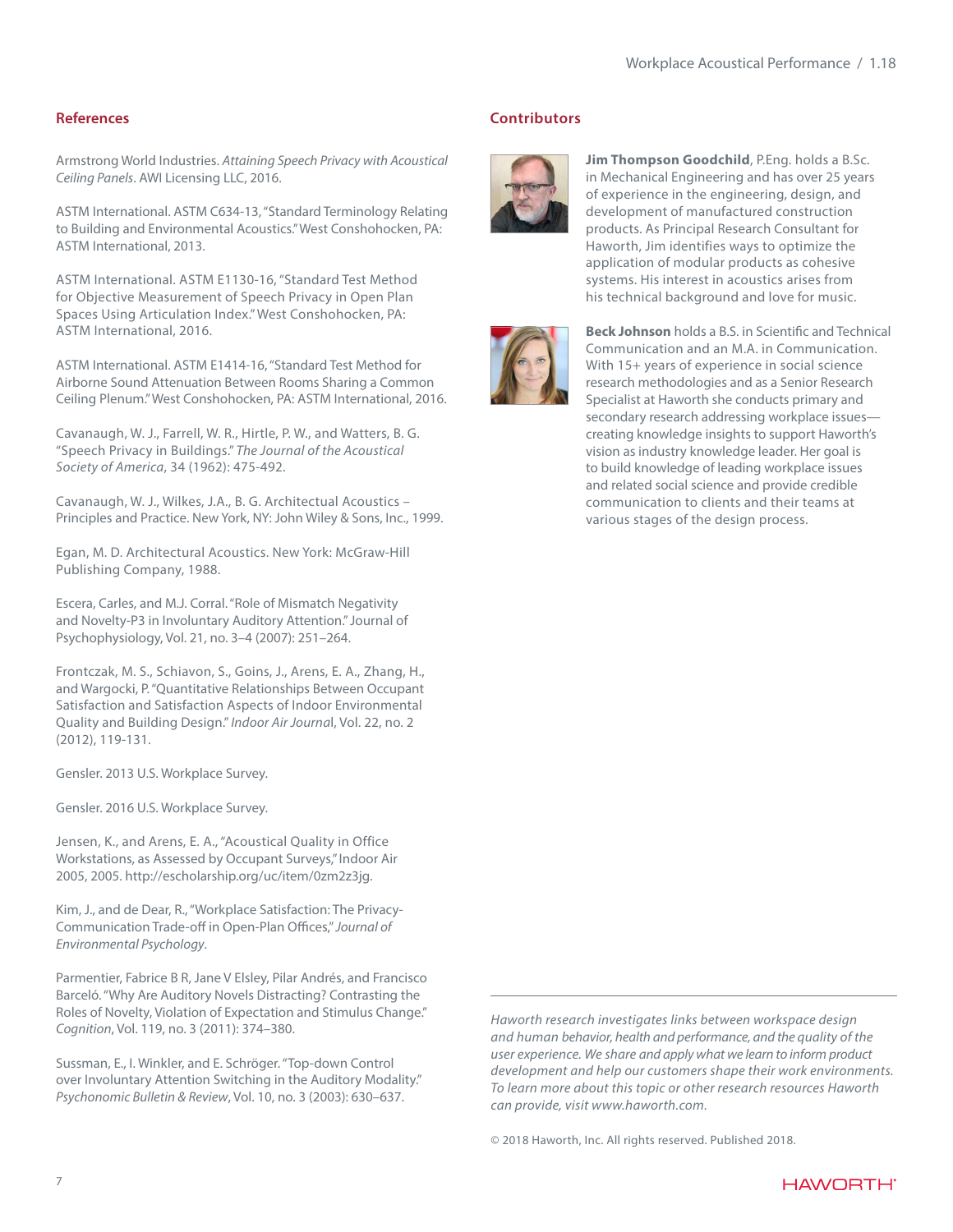## References

Armstrong World Industries. *Attaining Speech Privacy with Acoustical Ceiling Panels*. AWI Licensing LLC, 2016.

ASTM International. ASTM C634-13, "Standard Terminology Relating to Building and Environmental Acoustics." West Conshohocken, PA: ASTM International, 2013.

ASTM International. ASTM E1130-16, "Standard Test Method for Objective Measurement of Speech Privacy in Open Plan Spaces Using Articulation Index." West Conshohocken, PA: ASTM International, 2016.

ASTM International. ASTM E1414-16, "Standard Test Method for Airborne Sound Attenuation Between Rooms Sharing a Common Ceiling Plenum." West Conshohocken, PA: ASTM International, 2016.

Cavanaugh, W. J., Farrell, W. R., Hirtle, P. W., and Watters, B. G. "Speech Privacy in Buildings." *The Journal of the Acoustical Society of America*, 34 (1962): 475-492.

Cavanaugh, W. J., Wilkes, J.A., B. G. Architectual Acoustics – Principles and Practice. New York, NY: John Wiley & Sons, Inc., 1999.

Egan, M. D. Architectural Acoustics. New York: McGraw-Hill Publishing Company, 1988.

Escera, Carles, and M.J. Corral. "Role of Mismatch Negativity and Novelty-P3 in Involuntary Auditory Attention." Journal of Psychophysiology, Vol. 21, no. 3–4 (2007): 251–264.

Frontczak, M. S., Schiavon, S., Goins, J., Arens, E. A., Zhang, H., and Wargocki, P. "Quantitative Relationships Between Occupant Satisfaction and Satisfaction Aspects of Indoor Environmental Quality and Building Design." *Indoor Air Journa*l, Vol. 22, no. 2 (2012), 119-131.

Gensler. 2013 U.S. Workplace Survey.

Gensler. 2016 U.S. Workplace Survey.

Jensen, K., and Arens, E. A., "Acoustical Quality in Office Workstations, as Assessed by Occupant Surveys," Indoor Air 2005, 2005. http://escholarship.org/uc/item/0zm2z3jg.

Kim, J., and de Dear, R., "Workplace Satisfaction: The Privacy-Communication Trade-off in Open-Plan Offices," *Journal of Environmental Psychology*.

Parmentier, Fabrice B R, Jane V Elsley, Pilar Andrés, and Francisco Barceló. "Why Are Auditory Novels Distracting? Contrasting the Roles of Novelty, Violation of Expectation and Stimulus Change." *Cognition*, Vol. 119, no. 3 (2011): 374–380.

Sussman, E., I. Winkler, and E. Schröger. "Top-down Control over Involuntary Attention Switching in the Auditory Modality." *Psychonomic Bulletin & Review*, Vol. 10, no. 3 (2003): 630–637.

## Contributors

**Jim Thompson Goodchild**, P.Eng. holds a B.Sc. in Mechanical Engineering and has over 25 years of experience in the engineering, design, and development of manufactured construction products. As Principal Research Consultant for Haworth, Jim identifies ways to optimize the application of modular products as cohesive systems. His interest in acoustics arises from his technical background and love for music.

**Beck Johnson** holds a B.S. in Scientific and Technical Communication and an M.A. in Communication. With 15+ years of experience in social science research methodologies and as a Senior Research Specialist at Haworth she conducts primary and secondary research addressing workplace issues—creating knowledge insights to support Haworth's vision as industry knowledge leader. Her goal is to build knowledge of leading workplace issues and related social science and provide credible communication to clients and their teams at various stages of the design process.

---

*Haworth research investigates links between workspace design and human behavior, health and performance, and the quality of the user experience. We share and apply what we learn to inform product development and help our customers shape their work environments. To learn more about this topic or other research resources Haworth can provide, visit www.haworth.com.*

© 2018 Haworth, Inc. All rights reserved. Published 2018.